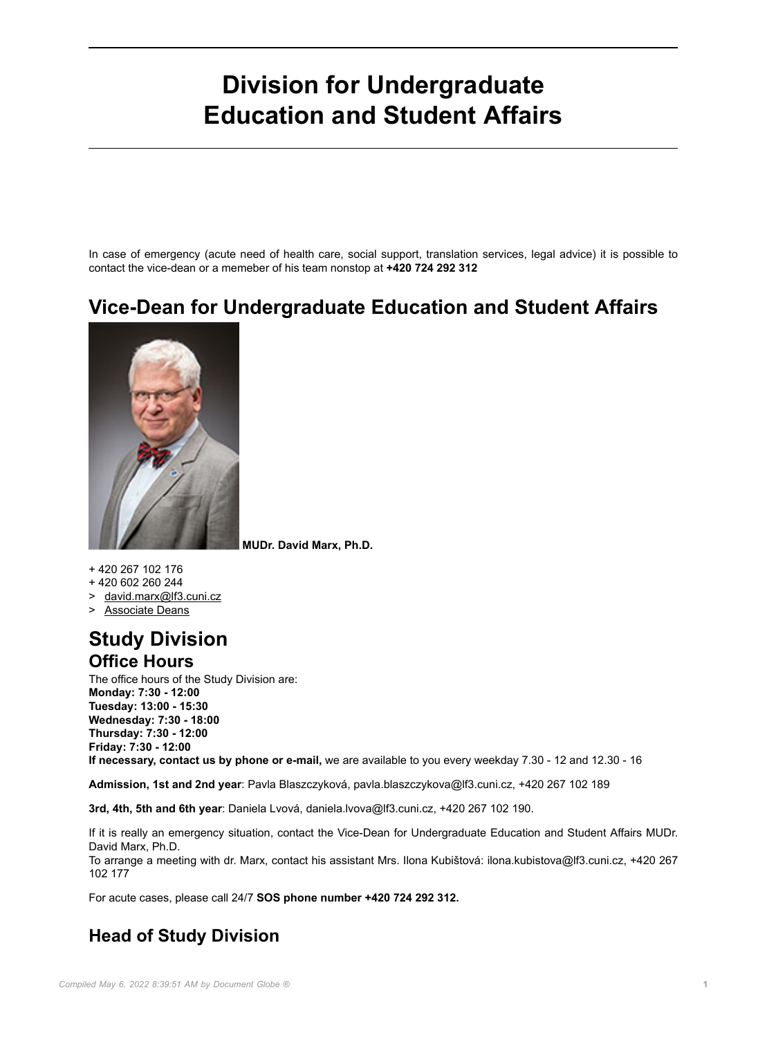# Division for Undergraduate Education and Student Affairs

In case of emergency (acute need of health care, social support, translation services, legal advice) it is possible to contact the vice-dean or a memeber of his team nonstop at **+420 724 292 312**

## Vice-Dean for Undergraduate Education and Student Affairs

**MUDr. David Marx, Ph.D.**

+ 420 267 102 176
+ 420 602 260 244
> david.marx@lf3.cuni.cz
> Associate Deans

# Study Division

## Office Hours

The office hours of the Study Division are:
**Monday: 7:30 - 12:00**
**Tuesday: 13:00 - 15:30**
**Wednesday: 7:30 - 18:00**
**Thursday: 7:30 - 12:00**
**Friday: 7:30 - 12:00**
**If necessary, contact us by phone or e-mail,** we are available to you every weekday 7.30 - 12 and 12.30 - 16

**Admission, 1st and 2nd year**: Pavla Blaszczyková, pavla.blaszczykova@lf3.cuni.cz, +420 267 102 189

**3rd, 4th, 5th and 6th year**: Daniela Lvová, daniela.lvova@lf3.cuni.cz, +420 267 102 190.

If it is really an emergency situation, contact the Vice-Dean for Undergraduate Education and Student Affairs MUDr. David Marx, Ph.D.
To arrange a meeting with dr. Marx, contact his assistant Mrs. Ilona Kubištová: ilona.kubistova@lf3.cuni.cz, +420 267 102 177

For acute cases, please call 24/7 **SOS phone number +420 724 292 312.**

## Head of Study Division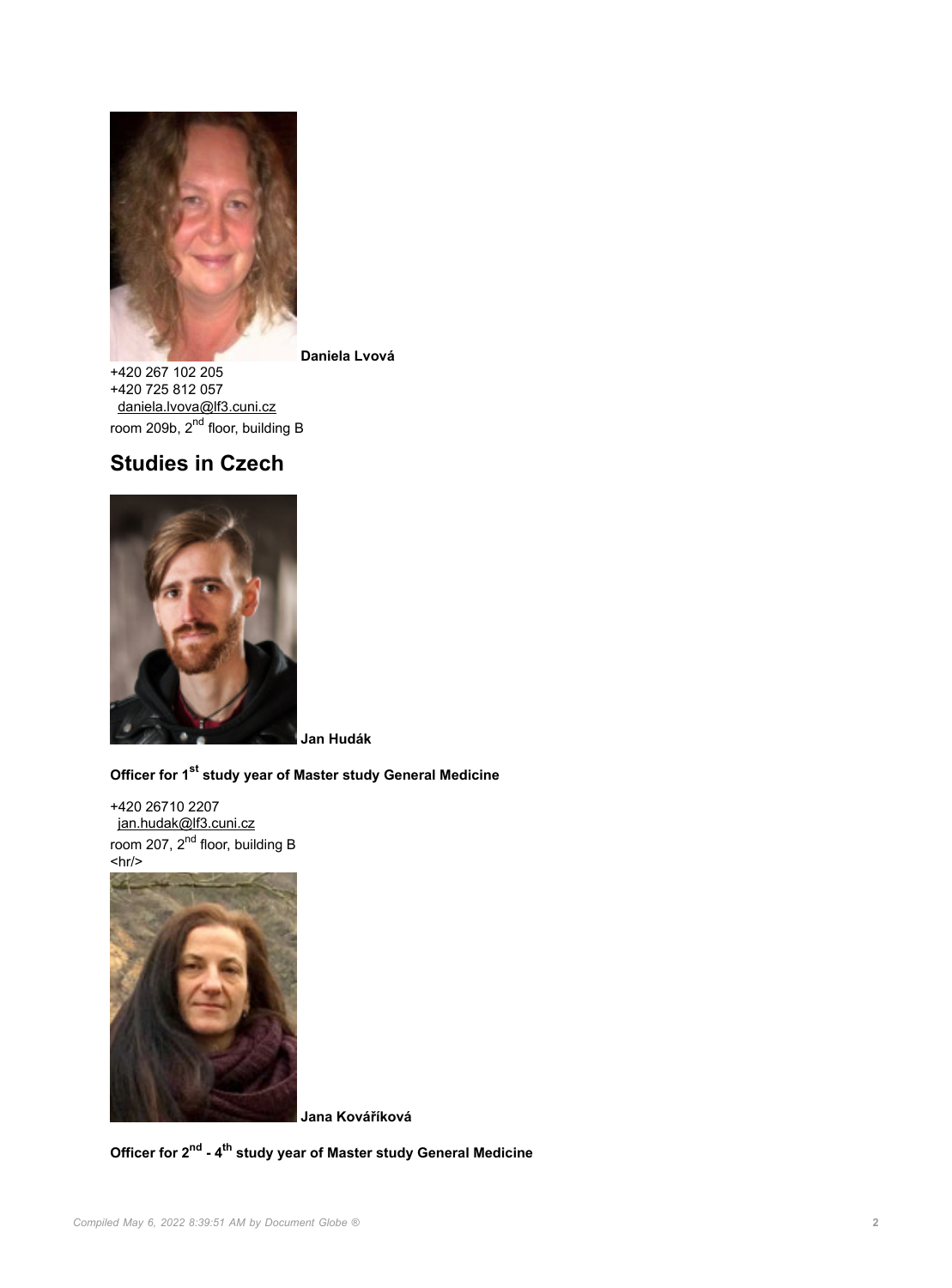**Daniela Lvová**

+420 267 102 205
+420 725 812 057
daniela.lvova@lf3.cuni.cz
room 209b, 2nd floor, building B

## Studies in Czech

**Jan Hudák**

**Officer for 1st study year of Master study General Medicine**

+420 26710 2207
jan.hudak@lf3.cuni.cz
room 207, 2nd floor, building B
<hr/>

**Jana Kovářiková**

**Officer for 2nd - 4th study year of Master study General Medicine**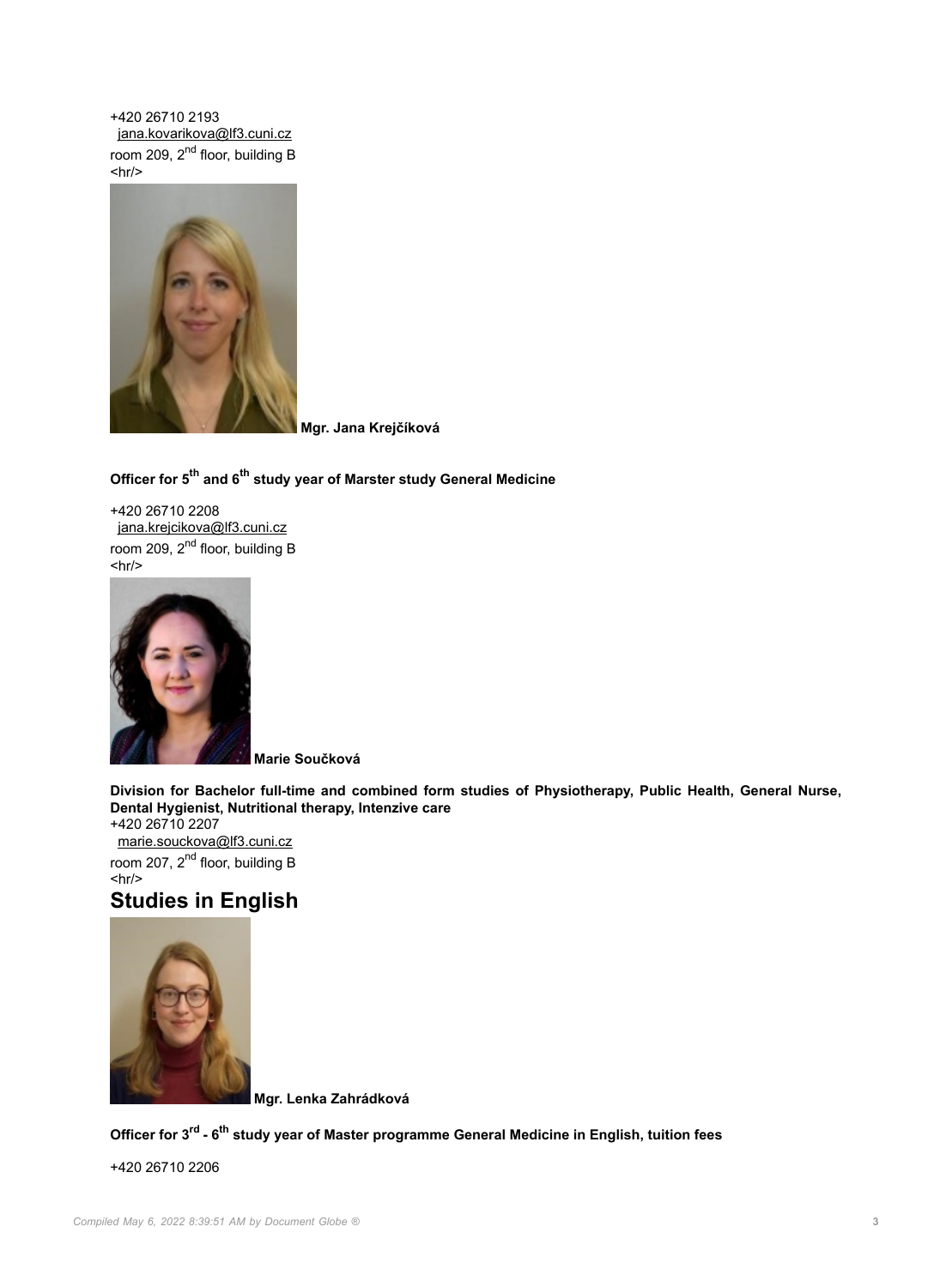+420 26710 2193
jana.kovarikova@lf3.cuni.cz
room 209, 2nd floor, building B
<hr/>

**Mgr. Jana Krejčíková**

**Officer for 5th and 6th study year of Marster study General Medicine**

+420 26710 2208
jana.krejcikova@lf3.cuni.cz
room 209, 2nd floor, building B
<hr/>

**Marie Součková**

**Division for Bachelor full-time and combined form studies of Physiotherapy, Public Health, General Nurse, Dental Hygienist, Nutritional therapy, Intenzive care**
+420 26710 2207
marie.souckova@lf3.cuni.cz
room 207, 2nd floor, building B
<hr/>

## Studies in English

**Mgr. Lenka Zahrádková**

**Officer for 3rd - 6th study year of Master programme General Medicine in English, tuition fees**

+420 26710 2206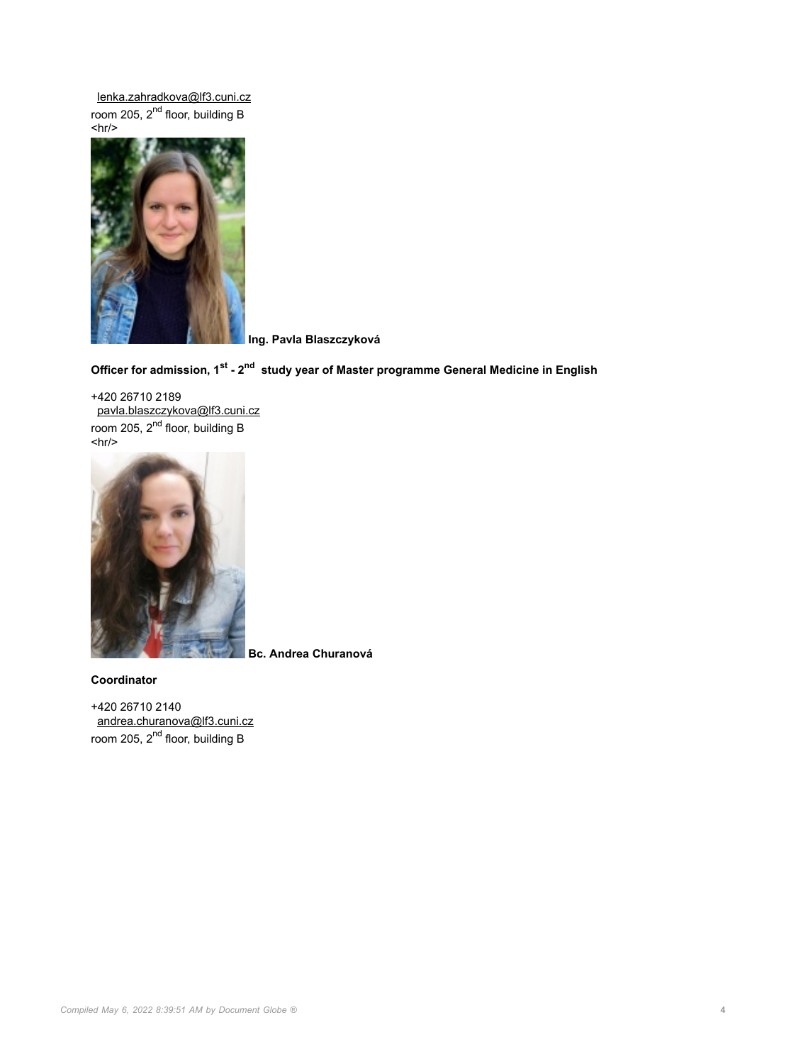lenka.zahradkova@lf3.cuni.cz

room 205, 2nd floor, building B

<hr/>

**Ing. Pavla Blaszczyková**

**Officer for admission, 1st - 2nd study year of Master programme General Medicine in English**

+420 26710 2189

pavla.blaszczykova@lf3.cuni.cz

room 205, 2nd floor, building B

<hr/>

**Bc. Andrea Churanová**

**Coordinator**

+420 26710 2140

andrea.churanova@lf3.cuni.cz

room 205, 2nd floor, building B